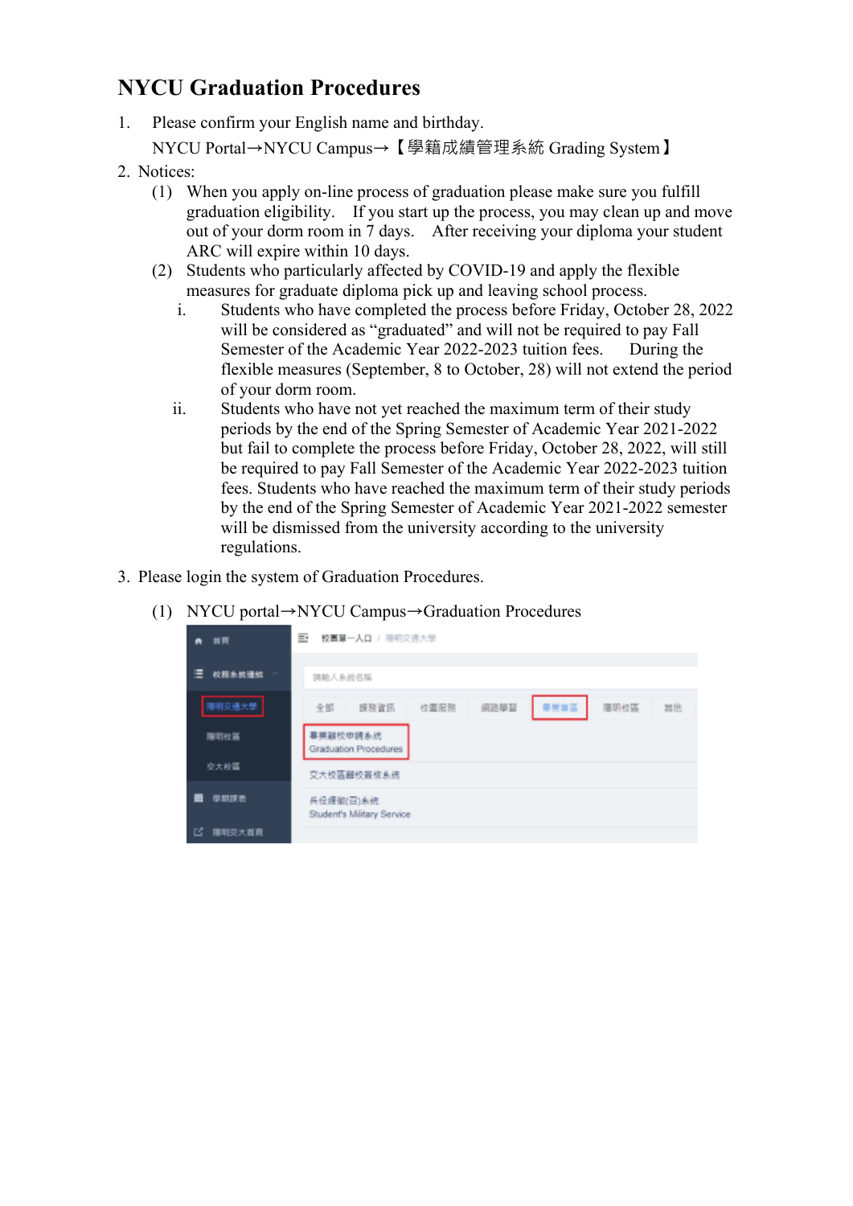# NYCU Graduation Procedures

1. Please confirm your English name and birthday.
   NYCU Portal→NYCU Campus→【學籍成績管理系統 Grading System】
2. Notices:
   (1) When you apply on-line process of graduation please make sure you fulfill graduation eligibility. If you start up the process, you may clean up and move out of your dorm room in 7 days. After receiving your diploma your student ARC will expire within 10 days.
   (2) Students who particularly affected by COVID-19 and apply the flexible measures for graduate diploma pick up and leaving school process.
      i. Students who have completed the process before Friday, October 28, 2022 will be considered as "graduated" and will not be required to pay Fall Semester of the Academic Year 2022-2023 tuition fees. During the flexible measures (September, 8 to October, 28) will not extend the period of your dorm room.
      ii. Students who have not yet reached the maximum term of their study periods by the end of the Spring Semester of Academic Year 2021-2022 but fail to complete the process before Friday, October 28, 2022, will still be required to pay Fall Semester of the Academic Year 2022-2023 tuition fees. Students who have reached the maximum term of their study periods by the end of the Spring Semester of Academic Year 2021-2022 semester will be dismissed from the university according to the university regulations.
3. Please login the system of Graduation Procedures.
   (1) NYCU portal→NYCU Campus→Graduation Procedures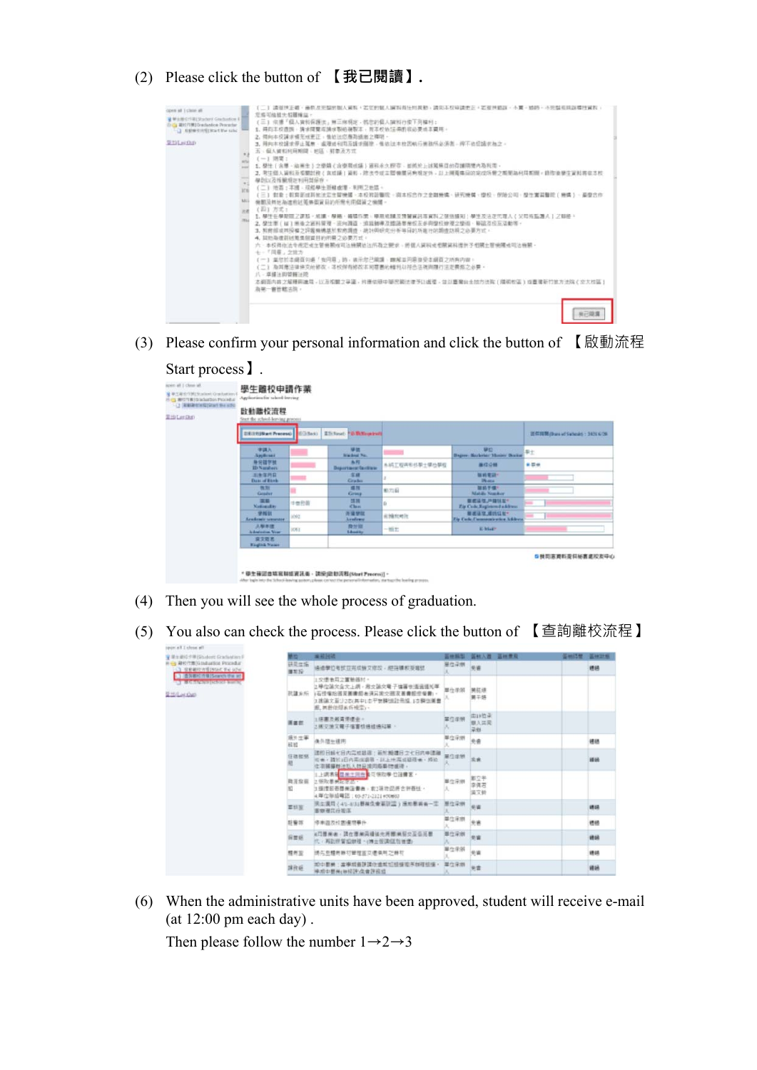(2) Please click the button of 【我已閱讀】.

(3) Please confirm your personal information and click the button of 【啟動流程 Start process】.

(4) Then you will see the whole process of graduation.

(5) You also can check the process. Please click the button of 【查詢離校流程】

(6) When the administrative units have been approved, student will receive e-mail (at 12:00 pm each day).

Then please follow the number 1→2→3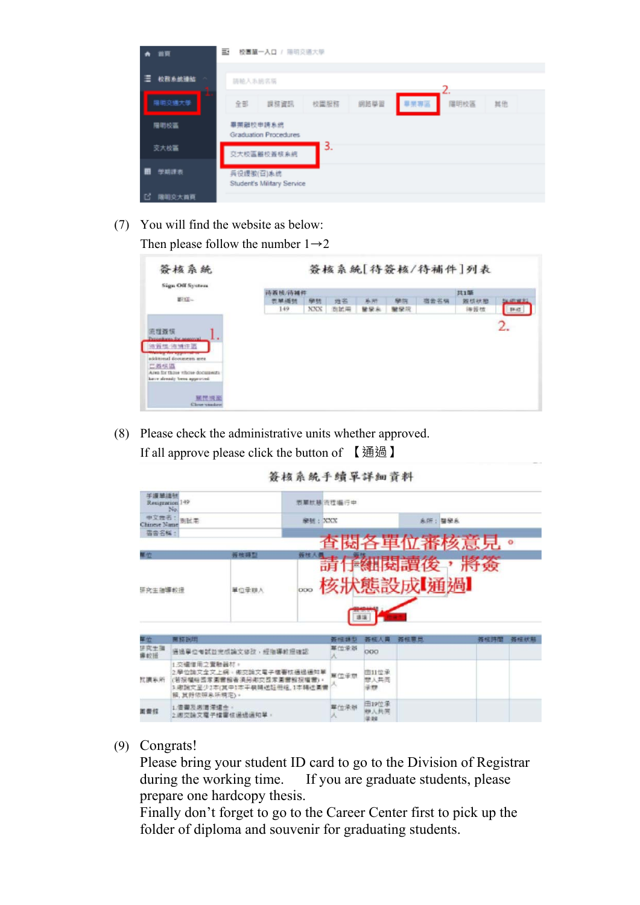(7) You will find the website as below:

Then please follow the number 1→2

(8) Please check the administrative units whether approved.

If all approve please click the button of 【通過】

(9) Congrats!

Please bring your student ID card to go to the Division of Registrar during the working time. If you are graduate students, please prepare one hardcopy thesis.

Finally don't forget to go to the Career Center first to pick up the folder of diploma and souvenir for graduating students.